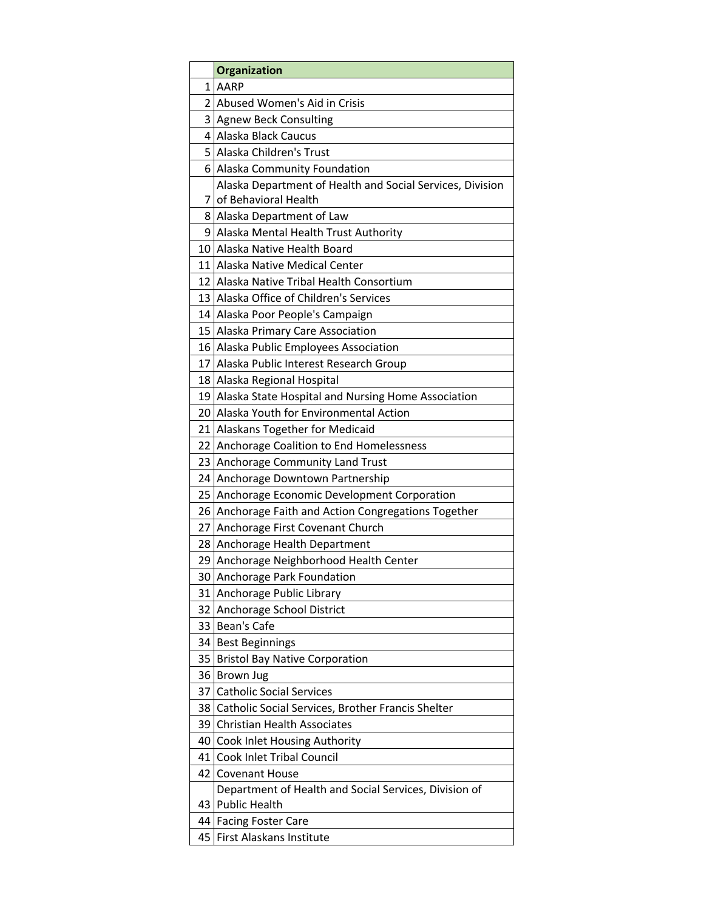| | Organization |
|---|---|
| 1 | AARP |
| 2 | Abused Women's Aid in Crisis |
| 3 | Agnew Beck Consulting |
| 4 | Alaska Black Caucus |
| 5 | Alaska Children's Trust |
| 6 | Alaska Community Foundation |
| 7 | Alaska Department of Health and Social Services, Division of Behavioral Health |
| 8 | Alaska Department of Law |
| 9 | Alaska Mental Health Trust Authority |
| 10 | Alaska Native Health Board |
| 11 | Alaska Native Medical Center |
| 12 | Alaska Native Tribal Health Consortium |
| 13 | Alaska Office of Children's Services |
| 14 | Alaska Poor People's Campaign |
| 15 | Alaska Primary Care Association |
| 16 | Alaska Public Employees Association |
| 17 | Alaska Public Interest Research Group |
| 18 | Alaska Regional Hospital |
| 19 | Alaska State Hospital and Nursing Home Association |
| 20 | Alaska Youth for Environmental Action |
| 21 | Alaskans Together for Medicaid |
| 22 | Anchorage Coalition to End Homelessness |
| 23 | Anchorage Community Land Trust |
| 24 | Anchorage Downtown Partnership |
| 25 | Anchorage Economic Development Corporation |
| 26 | Anchorage Faith and Action Congregations Together |
| 27 | Anchorage First Covenant Church |
| 28 | Anchorage Health Department |
| 29 | Anchorage Neighborhood Health Center |
| 30 | Anchorage Park Foundation |
| 31 | Anchorage Public Library |
| 32 | Anchorage School District |
| 33 | Bean's Cafe |
| 34 | Best Beginnings |
| 35 | Bristol Bay Native Corporation |
| 36 | Brown Jug |
| 37 | Catholic Social Services |
| 38 | Catholic Social Services, Brother Francis Shelter |
| 39 | Christian Health Associates |
| 40 | Cook Inlet Housing Authority |
| 41 | Cook Inlet Tribal Council |
| 42 | Covenant House |
| 43 | Department of Health and Social Services, Division of Public Health |
| 44 | Facing Foster Care |
| 45 | First Alaskans Institute |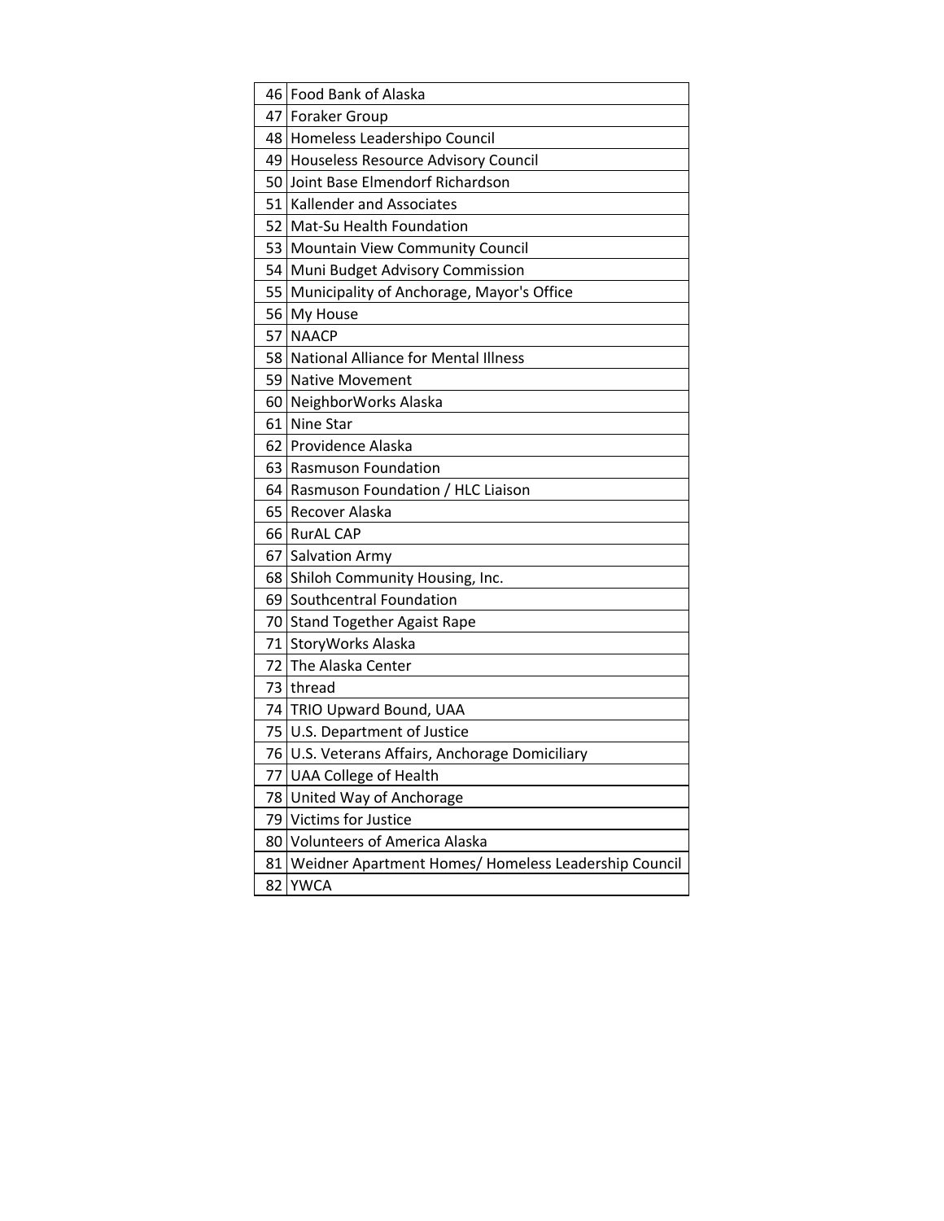| | |
|---|---|
| 46 | Food Bank of Alaska |
| 47 | Foraker Group |
| 48 | Homeless Leadershipo Council |
| 49 | Houseless Resource Advisory Council |
| 50 | Joint Base Elmendorf Richardson |
| 51 | Kallender and Associates |
| 52 | Mat-Su Health Foundation |
| 53 | Mountain View Community Council |
| 54 | Muni Budget Advisory Commission |
| 55 | Municipality of Anchorage, Mayor's Office |
| 56 | My House |
| 57 | NAACP |
| 58 | National Alliance for Mental Illness |
| 59 | Native Movement |
| 60 | NeighborWorks Alaska |
| 61 | Nine Star |
| 62 | Providence Alaska |
| 63 | Rasmuson Foundation |
| 64 | Rasmuson Foundation / HLC Liaison |
| 65 | Recover Alaska |
| 66 | RurAL CAP |
| 67 | Salvation Army |
| 68 | Shiloh Community Housing, Inc. |
| 69 | Southcentral Foundation |
| 70 | Stand Together Agaist Rape |
| 71 | StoryWorks Alaska |
| 72 | The Alaska Center |
| 73 | thread |
| 74 | TRIO Upward Bound, UAA |
| 75 | U.S. Department of Justice |
| 76 | U.S. Veterans Affairs, Anchorage Domiciliary |
| 77 | UAA College of Health |
| 78 | United Way of Anchorage |
| 79 | Victims for Justice |
| 80 | Volunteers of America Alaska |
| 81 | Weidner Apartment Homes/ Homeless Leadership Council |
| 82 | YWCA |